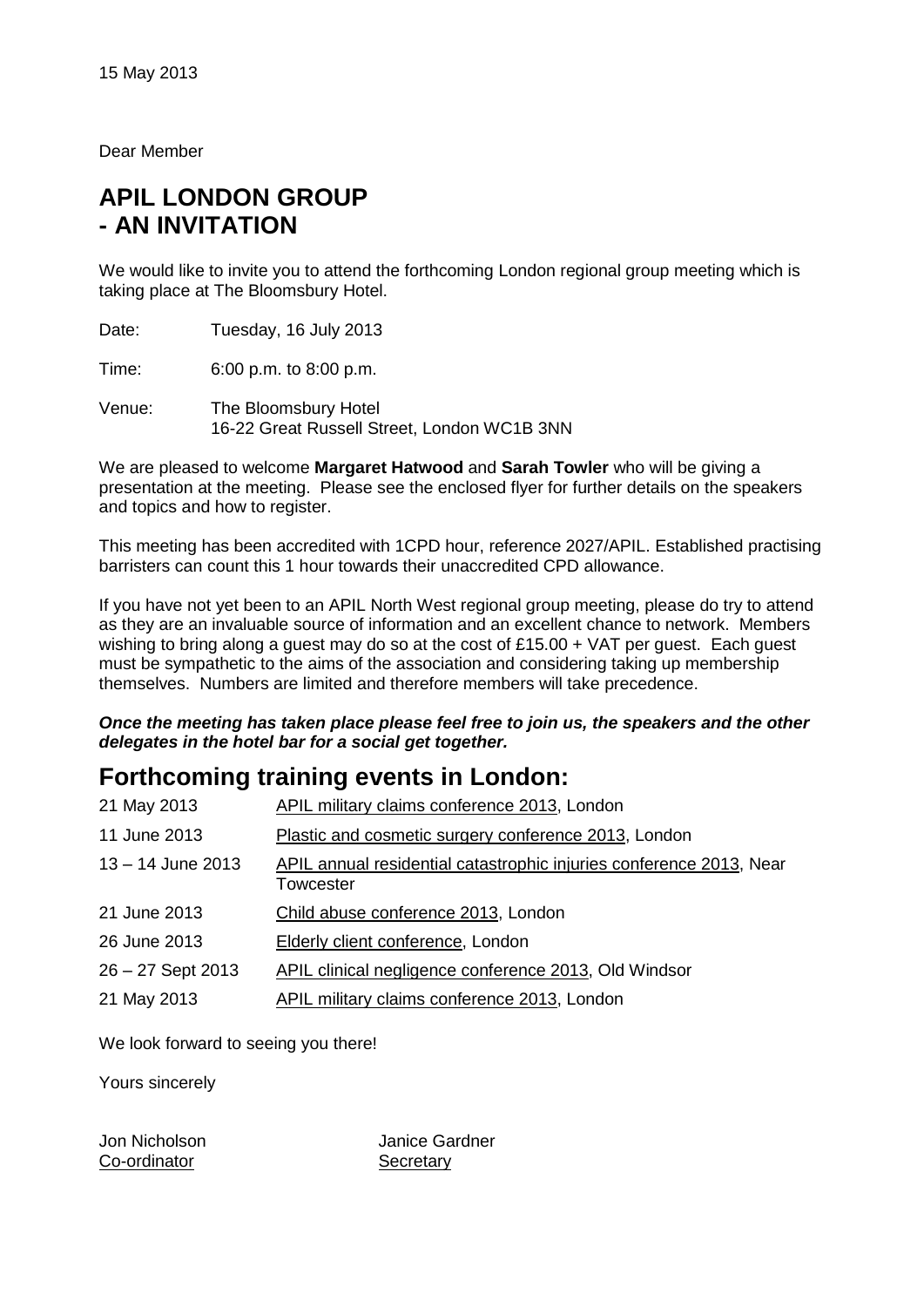15 May 2013

Dear Member

# APIL LONDON GROUP
# - AN INVITATION

We would like to invite you to attend the forthcoming London regional group meeting which is taking place at The Bloomsbury Hotel.

| | |
|---|---|
| Date: | Tuesday, 16 July 2013 |
| Time: | 6:00 p.m. to 8:00 p.m. |
| Venue: | The Bloomsbury Hotel<br>16-22 Great Russell Street, London WC1B 3NN |

We are pleased to welcome **Margaret Hatwood** and **Sarah Towler** who will be giving a presentation at the meeting. Please see the enclosed flyer for further details on the speakers and topics and how to register.

This meeting has been accredited with 1CPD hour, reference 2027/APIL. Established practising barristers can count this 1 hour towards their unaccredited CPD allowance.

If you have not yet been to an APIL North West regional group meeting, please do try to attend as they are an invaluable source of information and an excellent chance to network. Members wishing to bring along a guest may do so at the cost of £15.00 + VAT per guest. Each guest must be sympathetic to the aims of the association and considering taking up membership themselves. Numbers are limited and therefore members will take precedence.

***Once the meeting has taken place please feel free to join us, the speakers and the other delegates in the hotel bar for a social get together.***

## Forthcoming training events in London:

| | |
|---|---|
| 21 May 2013 | APIL military claims conference 2013, London |
| 11 June 2013 | Plastic and cosmetic surgery conference 2013, London |
| 13 – 14 June 2013 | APIL annual residential catastrophic injuries conference 2013, Near Towcester |
| 21 June 2013 | Child abuse conference 2013, London |
| 26 June 2013 | Elderly client conference, London |
| 26 – 27 Sept 2013 | APIL clinical negligence conference 2013, Old Windsor |
| 21 May 2013 | APIL military claims conference 2013, London |

We look forward to seeing you there!

Yours sincerely

| | |
|---|---|
| Jon Nicholson | Janice Gardner |
| Co-ordinator | Secretary |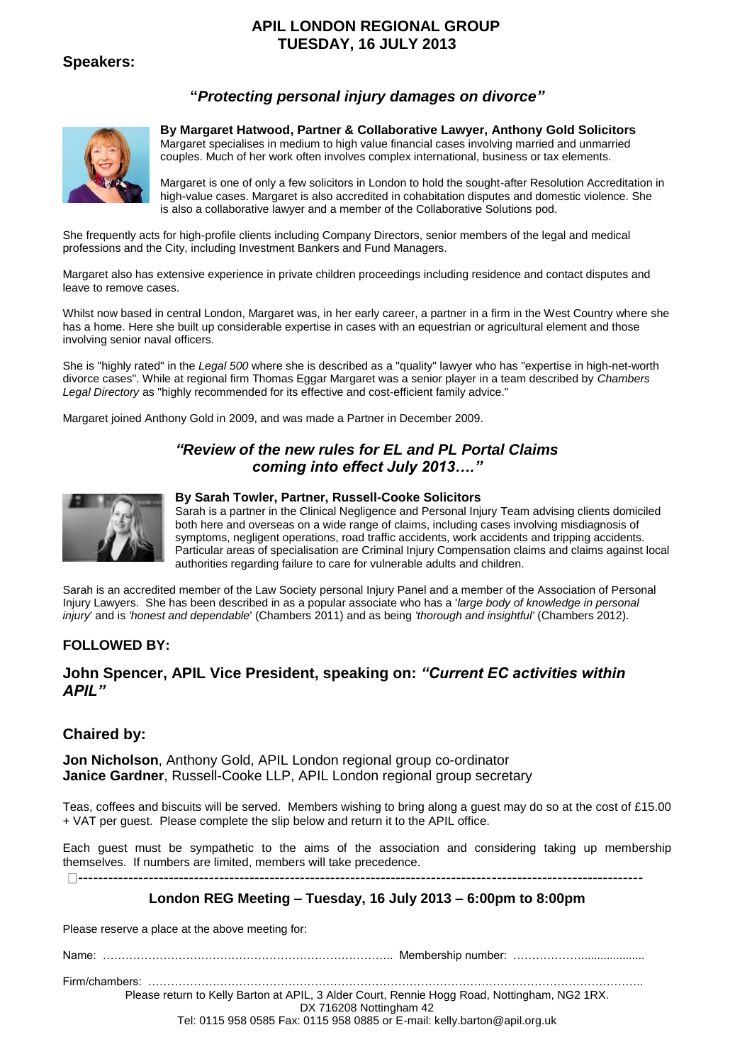## APIL LONDON REGIONAL GROUP
## TUESDAY, 16 JULY 2013

### Speakers:

### "*Protecting personal injury damages on divorce*"

**By Margaret Hatwood, Partner & Collaborative Lawyer, Anthony Gold Solicitors**
Margaret specialises in medium to high value financial cases involving married and unmarried couples. Much of her work often involves complex international, business or tax elements.

Margaret is one of only a few solicitors in London to hold the sought-after Resolution Accreditation in high-value cases. Margaret is also accredited in cohabitation disputes and domestic violence. She is also a collaborative lawyer and a member of the Collaborative Solutions pod.

She frequently acts for high-profile clients including Company Directors, senior members of the legal and medical professions and the City, including Investment Bankers and Fund Managers.

Margaret also has extensive experience in private children proceedings including residence and contact disputes and leave to remove cases.

Whilst now based in central London, Margaret was, in her early career, a partner in a firm in the West Country where she has a home. Here she built up considerable expertise in cases with an equestrian or agricultural element and those involving senior naval officers.

She is "highly rated" in the *Legal 500* where she is described as a "quality" lawyer who has "expertise in high-net-worth divorce cases". While at regional firm Thomas Eggar Margaret was a senior player in a team described by *Chambers Legal Directory* as "highly recommended for its effective and cost-efficient family advice."

Margaret joined Anthony Gold in 2009, and was made a Partner in December 2009.

### *"Review of the new rules for EL and PL Portal Claims coming into effect July 2013…."*

**By Sarah Towler, Partner, Russell-Cooke Solicitors**
Sarah is a partner in the Clinical Negligence and Personal Injury Team advising clients domiciled both here and overseas on a wide range of claims, including cases involving misdiagnosis of symptoms, negligent operations, road traffic accidents, work accidents and tripping accidents. Particular areas of specialisation are Criminal Injury Compensation claims and claims against local authorities regarding failure to care for vulnerable adults and children.

Sarah is an accredited member of the Law Society personal Injury Panel and a member of the Association of Personal Injury Lawyers. She has been described in as a popular associate who has a '*large body of knowledge in personal injury*' and is *'honest and dependable*' (Chambers 2011) and as being *'thorough and insightful'* (Chambers 2012).

### FOLLOWED BY:

### John Spencer, APIL Vice President, speaking on: *"Current EC activities within APIL"*

### Chaired by:

**Jon Nicholson**, Anthony Gold, APIL London regional group co-ordinator
**Janice Gardner**, Russell-Cooke LLP, APIL London regional group secretary

Teas, coffees and biscuits will be served. Members wishing to bring along a guest may do so at the cost of £15.00 + VAT per guest. Please complete the slip below and return it to the APIL office.

Each guest must be sympathetic to the aims of the association and considering taking up membership themselves. If numbers are limited, members will take precedence.

---

**London REG Meeting – Tuesday, 16 July 2013 – 6:00pm to 8:00pm**

Please reserve a place at the above meeting for:

Name: ……………………………………………………………….. Membership number: ………………..................

Firm/chambers: ……………………………………………………………………………………………………………..

Please return to Kelly Barton at APIL, 3 Alder Court, Rennie Hogg Road, Nottingham, NG2 1RX.
DX 716208 Nottingham 42
Tel: 0115 958 0585 Fax: 0115 958 0885 or E-mail: kelly.barton@apil.org.uk